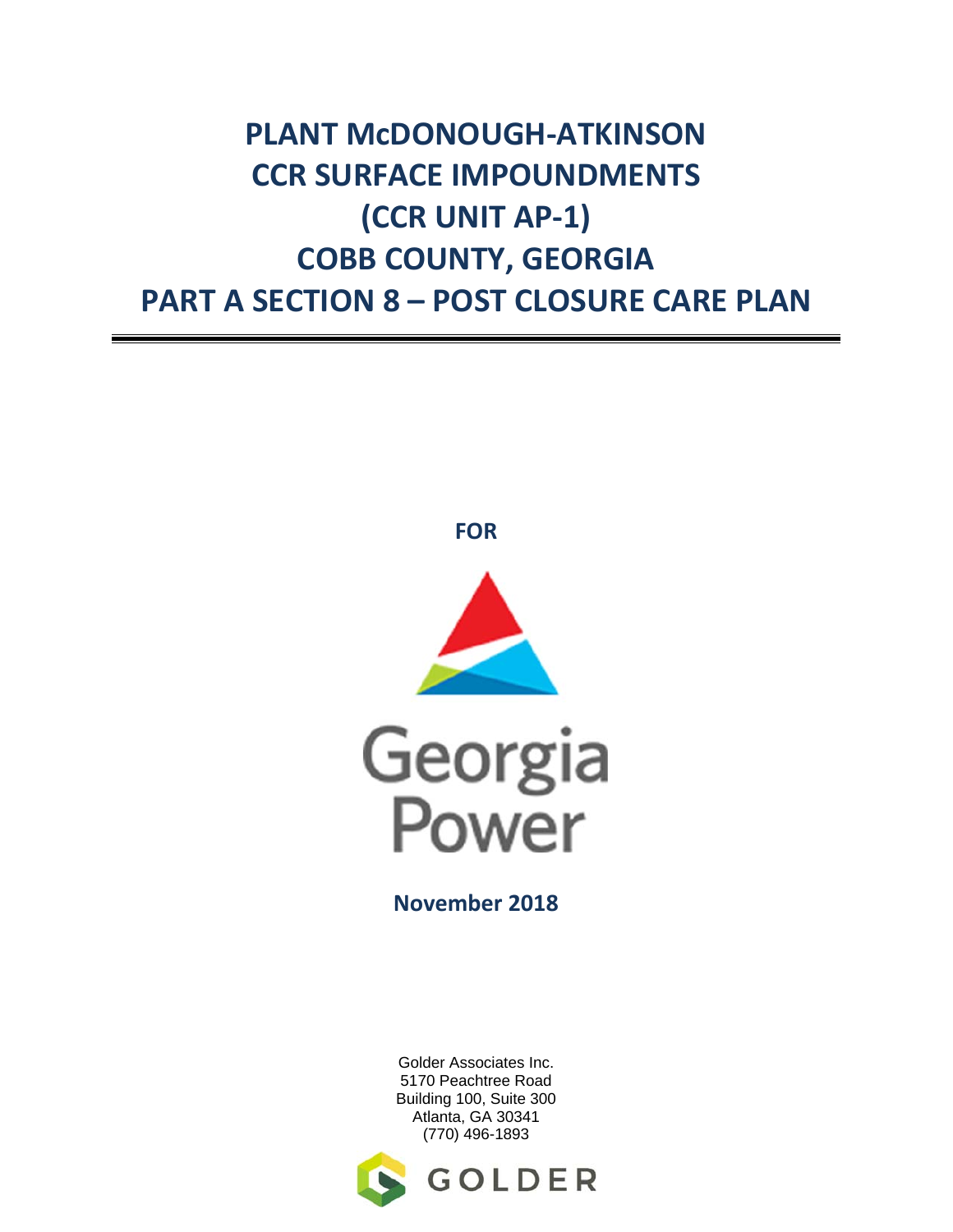# PLANT McDONOUGH-ATKINSON
# CCR SURFACE IMPOUNDMENTS
# (CCR UNIT AP-1)
# COBB COUNTY, GEORGIA
# PART A SECTION 8 – POST CLOSURE CARE PLAN

**FOR**

Georgia Power

**November 2018**

Golder Associates Inc.
5170 Peachtree Road
Building 100, Suite 300
Atlanta, GA 30341
(770) 496-1893

GOLDER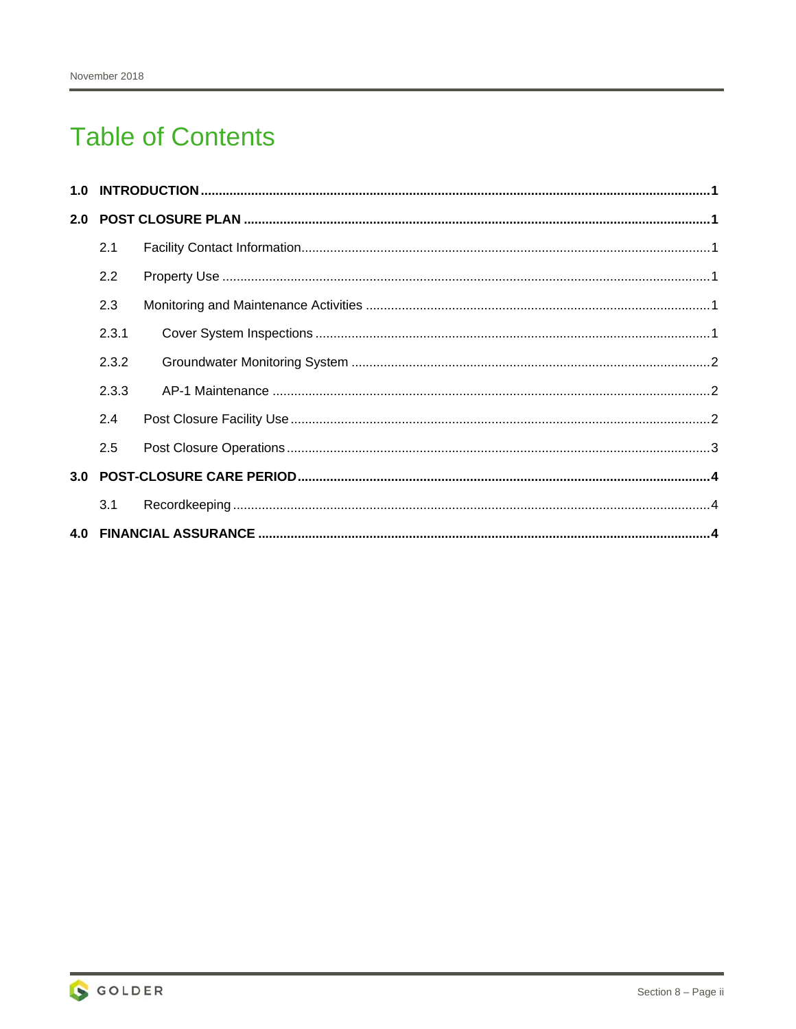# Table of Contents

**1.0 INTRODUCTION** .......... **1**

**2.0 POST CLOSURE PLAN** .......... **1**

- 2.1 Facility Contact Information .......... 1
- 2.2 Property Use .......... 1
- 2.3 Monitoring and Maintenance Activities .......... 1
  - 2.3.1 Cover System Inspections .......... 1
  - 2.3.2 Groundwater Monitoring System .......... 2
  - 2.3.3 AP-1 Maintenance .......... 2
- 2.4 Post Closure Facility Use .......... 2
- 2.5 Post Closure Operations .......... 3

**3.0 POST-CLOSURE CARE PERIOD** .......... **4**

- 3.1 Recordkeeping .......... 4

**4.0 FINANCIAL ASSURANCE** .......... **4**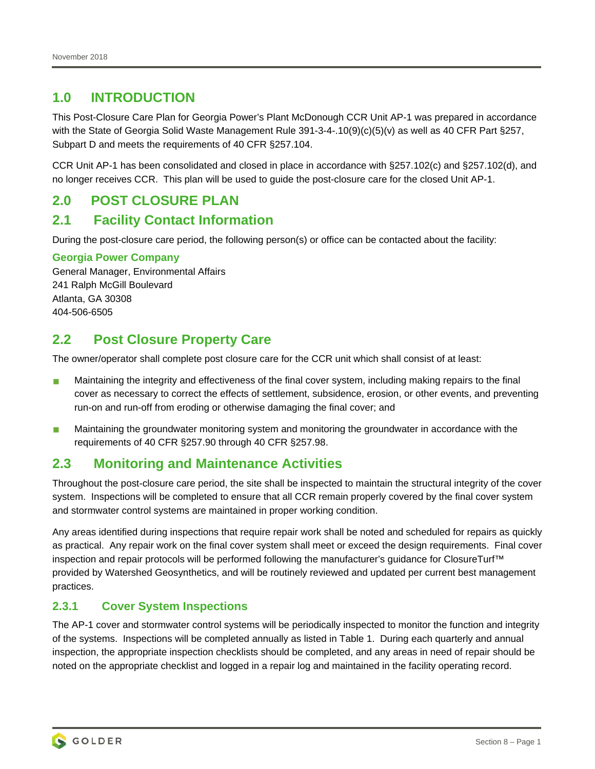# 1.0 INTRODUCTION

This Post-Closure Care Plan for Georgia Power's Plant McDonough CCR Unit AP-1 was prepared in accordance with the State of Georgia Solid Waste Management Rule 391-3-4-.10(9)(c)(5)(v) as well as 40 CFR Part §257, Subpart D and meets the requirements of 40 CFR §257.104.

CCR Unit AP-1 has been consolidated and closed in place in accordance with §257.102(c) and §257.102(d), and no longer receives CCR. This plan will be used to guide the post-closure care for the closed Unit AP-1.

# 2.0 POST CLOSURE PLAN

## 2.1 Facility Contact Information

During the post-closure care period, the following person(s) or office can be contacted about the facility:

**Georgia Power Company**
General Manager, Environmental Affairs
241 Ralph McGill Boulevard
Atlanta, GA 30308
404-506-6505

## 2.2 Post Closure Property Care

The owner/operator shall complete post closure care for the CCR unit which shall consist of at least:

- Maintaining the integrity and effectiveness of the final cover system, including making repairs to the final cover as necessary to correct the effects of settlement, subsidence, erosion, or other events, and preventing run-on and run-off from eroding or otherwise damaging the final cover; and
- Maintaining the groundwater monitoring system and monitoring the groundwater in accordance with the requirements of 40 CFR §257.90 through 40 CFR §257.98.

## 2.3 Monitoring and Maintenance Activities

Throughout the post-closure care period, the site shall be inspected to maintain the structural integrity of the cover system. Inspections will be completed to ensure that all CCR remain properly covered by the final cover system and stormwater control systems are maintained in proper working condition.

Any areas identified during inspections that require repair work shall be noted and scheduled for repairs as quickly as practical. Any repair work on the final cover system shall meet or exceed the design requirements. Final cover inspection and repair protocols will be performed following the manufacturer's guidance for ClosureTurf™ provided by Watershed Geosynthetics, and will be routinely reviewed and updated per current best management practices.

### 2.3.1 Cover System Inspections

The AP-1 cover and stormwater control systems will be periodically inspected to monitor the function and integrity of the systems. Inspections will be completed annually as listed in Table 1. During each quarterly and annual inspection, the appropriate inspection checklists should be completed, and any areas in need of repair should be noted on the appropriate checklist and logged in a repair log and maintained in the facility operating record.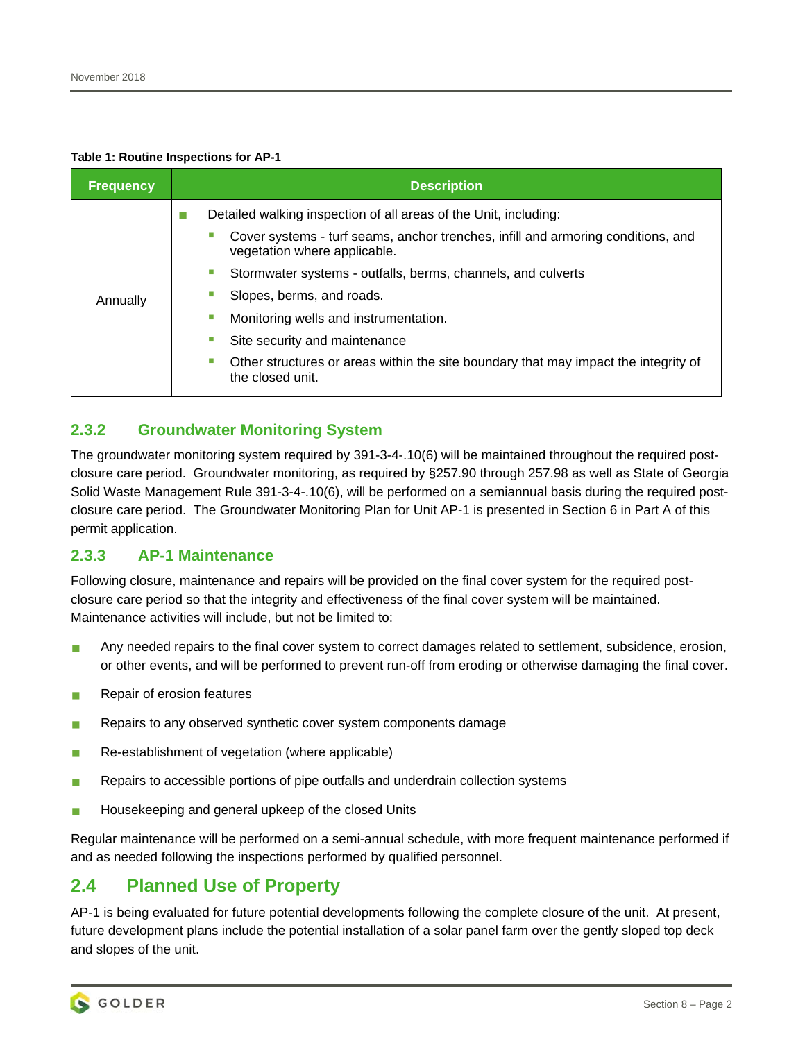**Table 1: Routine Inspections for AP-1**

| Frequency | Description |
|---|---|
| Annually | ■ Detailed walking inspection of all areas of the Unit, including:<br>▪ Cover systems - turf seams, anchor trenches, infill and armoring conditions, and vegetation where applicable.<br>▪ Stormwater systems - outfalls, berms, channels, and culverts<br>▪ Slopes, berms, and roads.<br>▪ Monitoring wells and instrumentation.<br>▪ Site security and maintenance<br>▪ Other structures or areas within the site boundary that may impact the integrity of the closed unit. |

### 2.3.2 Groundwater Monitoring System

The groundwater monitoring system required by 391-3-4-.10(6) will be maintained throughout the required post-closure care period. Groundwater monitoring, as required by §257.90 through 257.98 as well as State of Georgia Solid Waste Management Rule 391-3-4-.10(6), will be performed on a semiannual basis during the required post-closure care period. The Groundwater Monitoring Plan for Unit AP-1 is presented in Section 6 in Part A of this permit application.

### 2.3.3 AP-1 Maintenance

Following closure, maintenance and repairs will be provided on the final cover system for the required post-closure care period so that the integrity and effectiveness of the final cover system will be maintained. Maintenance activities will include, but not be limited to:

- Any needed repairs to the final cover system to correct damages related to settlement, subsidence, erosion, or other events, and will be performed to prevent run-off from eroding or otherwise damaging the final cover.
- Repair of erosion features
- Repairs to any observed synthetic cover system components damage
- Re-establishment of vegetation (where applicable)
- Repairs to accessible portions of pipe outfalls and underdrain collection systems
- Housekeeping and general upkeep of the closed Units

Regular maintenance will be performed on a semi-annual schedule, with more frequent maintenance performed if and as needed following the inspections performed by qualified personnel.

## 2.4 Planned Use of Property

AP-1 is being evaluated for future potential developments following the complete closure of the unit. At present, future development plans include the potential installation of a solar panel farm over the gently sloped top deck and slopes of the unit.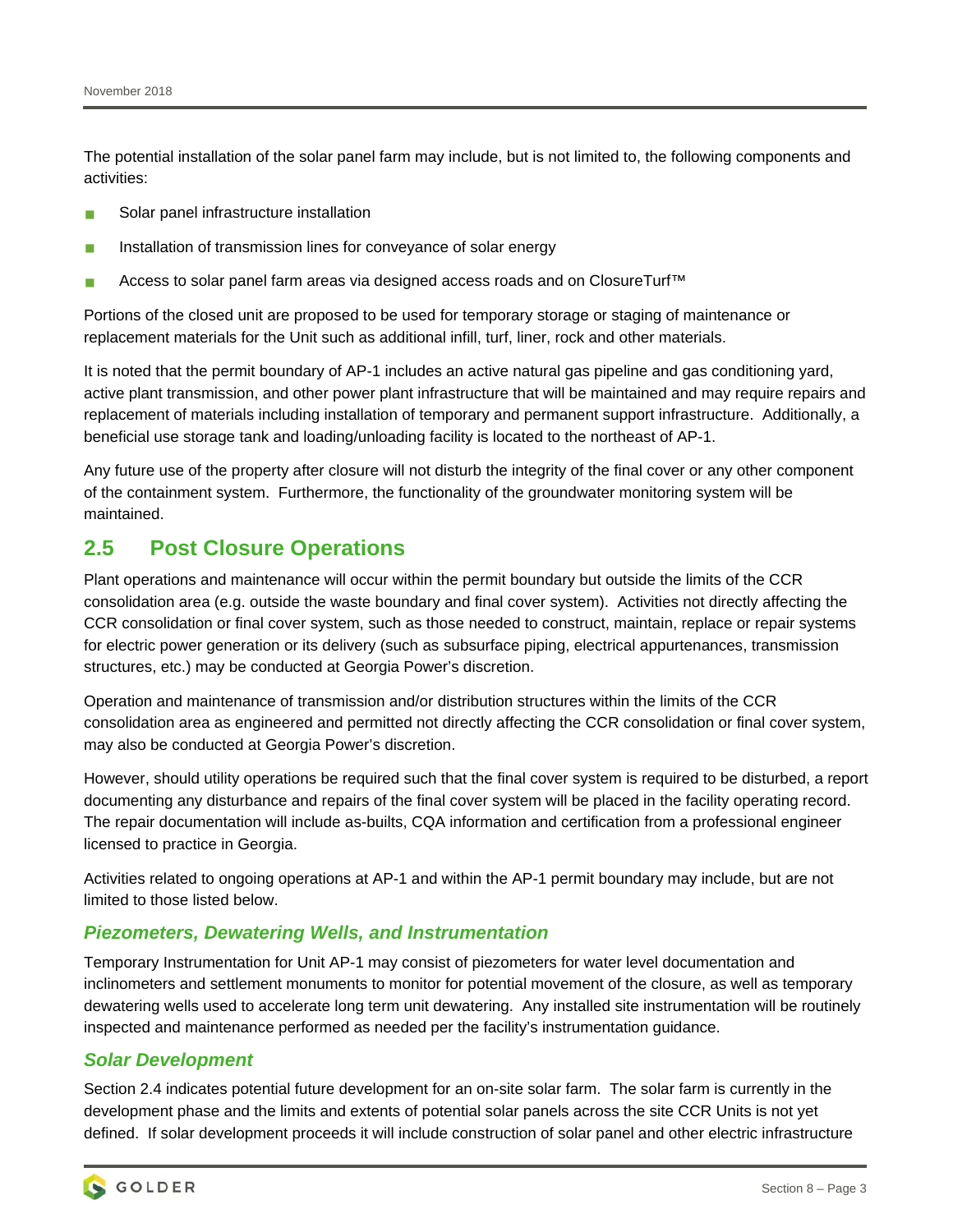The potential installation of the solar panel farm may include, but is not limited to, the following components and activities:

- Solar panel infrastructure installation
- Installation of transmission lines for conveyance of solar energy
- Access to solar panel farm areas via designed access roads and on ClosureTurf™

Portions of the closed unit are proposed to be used for temporary storage or staging of maintenance or replacement materials for the Unit such as additional infill, turf, liner, rock and other materials.

It is noted that the permit boundary of AP-1 includes an active natural gas pipeline and gas conditioning yard, active plant transmission, and other power plant infrastructure that will be maintained and may require repairs and replacement of materials including installation of temporary and permanent support infrastructure. Additionally, a beneficial use storage tank and loading/unloading facility is located to the northeast of AP-1.

Any future use of the property after closure will not disturb the integrity of the final cover or any other component of the containment system. Furthermore, the functionality of the groundwater monitoring system will be maintained.

## 2.5 Post Closure Operations

Plant operations and maintenance will occur within the permit boundary but outside the limits of the CCR consolidation area (e.g. outside the waste boundary and final cover system). Activities not directly affecting the CCR consolidation or final cover system, such as those needed to construct, maintain, replace or repair systems for electric power generation or its delivery (such as subsurface piping, electrical appurtenances, transmission structures, etc.) may be conducted at Georgia Power's discretion.

Operation and maintenance of transmission and/or distribution structures within the limits of the CCR consolidation area as engineered and permitted not directly affecting the CCR consolidation or final cover system, may also be conducted at Georgia Power's discretion.

However, should utility operations be required such that the final cover system is required to be disturbed, a report documenting any disturbance and repairs of the final cover system will be placed in the facility operating record. The repair documentation will include as-builts, CQA information and certification from a professional engineer licensed to practice in Georgia.

Activities related to ongoing operations at AP-1 and within the AP-1 permit boundary may include, but are not limited to those listed below.

### *Piezometers, Dewatering Wells, and Instrumentation*

Temporary Instrumentation for Unit AP-1 may consist of piezometers for water level documentation and inclinometers and settlement monuments to monitor for potential movement of the closure, as well as temporary dewatering wells used to accelerate long term unit dewatering. Any installed site instrumentation will be routinely inspected and maintenance performed as needed per the facility's instrumentation guidance.

### *Solar Development*

Section 2.4 indicates potential future development for an on-site solar farm. The solar farm is currently in the development phase and the limits and extents of potential solar panels across the site CCR Units is not yet defined. If solar development proceeds it will include construction of solar panel and other electric infrastructure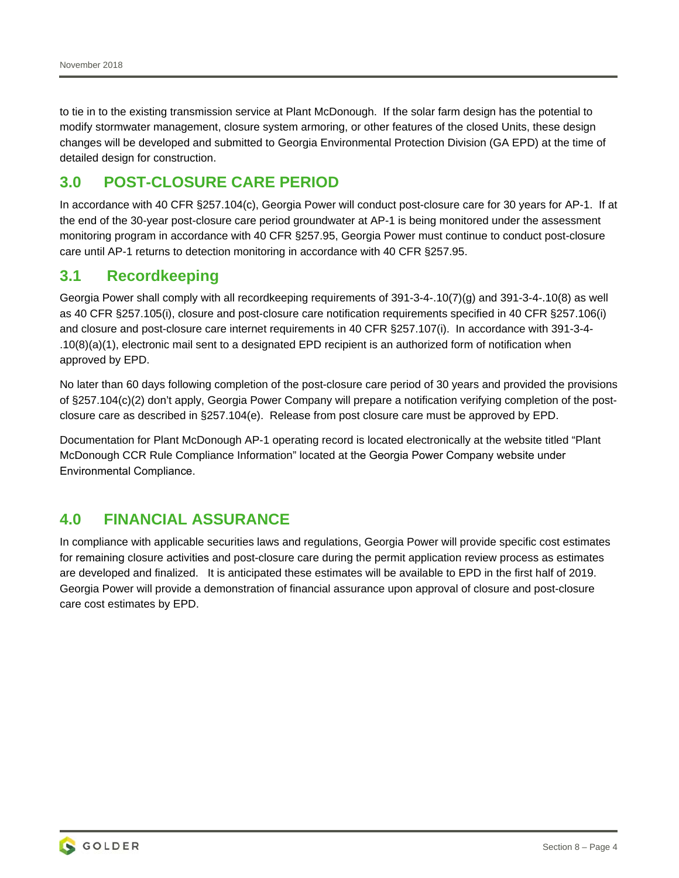to tie in to the existing transmission service at Plant McDonough. If the solar farm design has the potential to modify stormwater management, closure system armoring, or other features of the closed Units, these design changes will be developed and submitted to Georgia Environmental Protection Division (GA EPD) at the time of detailed design for construction.

## 3.0 POST-CLOSURE CARE PERIOD

In accordance with 40 CFR §257.104(c), Georgia Power will conduct post-closure care for 30 years for AP-1. If at the end of the 30-year post-closure care period groundwater at AP-1 is being monitored under the assessment monitoring program in accordance with 40 CFR §257.95, Georgia Power must continue to conduct post-closure care until AP-1 returns to detection monitoring in accordance with 40 CFR §257.95.

### 3.1 Recordkeeping

Georgia Power shall comply with all recordkeeping requirements of 391-3-4-.10(7)(g) and 391-3-4-.10(8) as well as 40 CFR §257.105(i), closure and post-closure care notification requirements specified in 40 CFR §257.106(i) and closure and post-closure care internet requirements in 40 CFR §257.107(i). In accordance with 391-3-4-.10(8)(a)(1), electronic mail sent to a designated EPD recipient is an authorized form of notification when approved by EPD.

No later than 60 days following completion of the post-closure care period of 30 years and provided the provisions of §257.104(c)(2) don't apply, Georgia Power Company will prepare a notification verifying completion of the post-closure care as described in §257.104(e). Release from post closure care must be approved by EPD.

Documentation for Plant McDonough AP-1 operating record is located electronically at the website titled "Plant McDonough CCR Rule Compliance Information" located at the Georgia Power Company website under Environmental Compliance.

## 4.0 FINANCIAL ASSURANCE

In compliance with applicable securities laws and regulations, Georgia Power will provide specific cost estimates for remaining closure activities and post-closure care during the permit application review process as estimates are developed and finalized. It is anticipated these estimates will be available to EPD in the first half of 2019. Georgia Power will provide a demonstration of financial assurance upon approval of closure and post-closure care cost estimates by EPD.